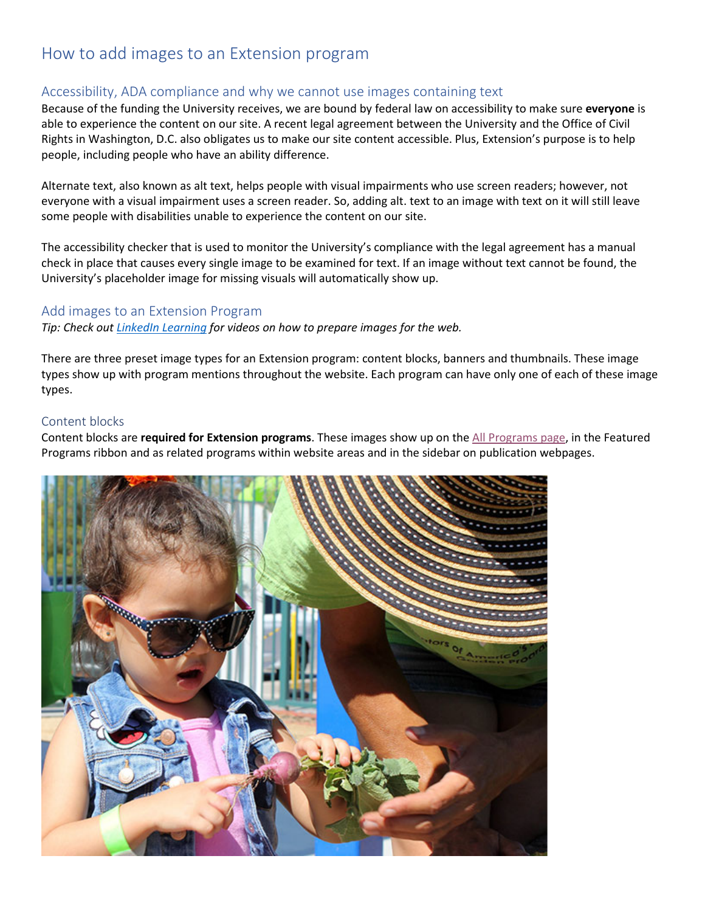# How to add images to an Extension program

## Accessibility, ADA compliance and why we cannot use images containing text

Because of the funding the University receives, we are bound by federal law on accessibility to make sure **everyone** is able to experience the content on our site. A recent legal agreement between the University and the Office of Civil Rights in Washington, D.C. also obligates us to make our site content accessible. Plus, Extension's purpose is to help people, including people who have an ability difference.

Alternate text, also known as alt text, helps people with visual impairments who use screen readers; however, not everyone with a visual impairment uses a screen reader. So, adding alt. text to an image with text on it will still leave some people with disabilities unable to experience the content on our site.

The accessibility checker that is used to monitor the University's compliance with the legal agreement has a manual check in place that causes every single image to be examined for text. If an image without text cannot be found, the University's placeholder image for missing visuals will automatically show up.

## Add images to an Extension Program

*Tip: Check out LinkedIn Learning for videos on how to prepare images for the web.*

There are three preset image types for an Extension program: content blocks, banners and thumbnails. These image types show up with program mentions throughout the website. Each program can have only one of each of these image types.

### Content blocks

Content blocks are **required for Extension programs**. These images show up on the All Programs page, in the Featured Programs ribbon and as related programs within website areas and in the sidebar on publication webpages.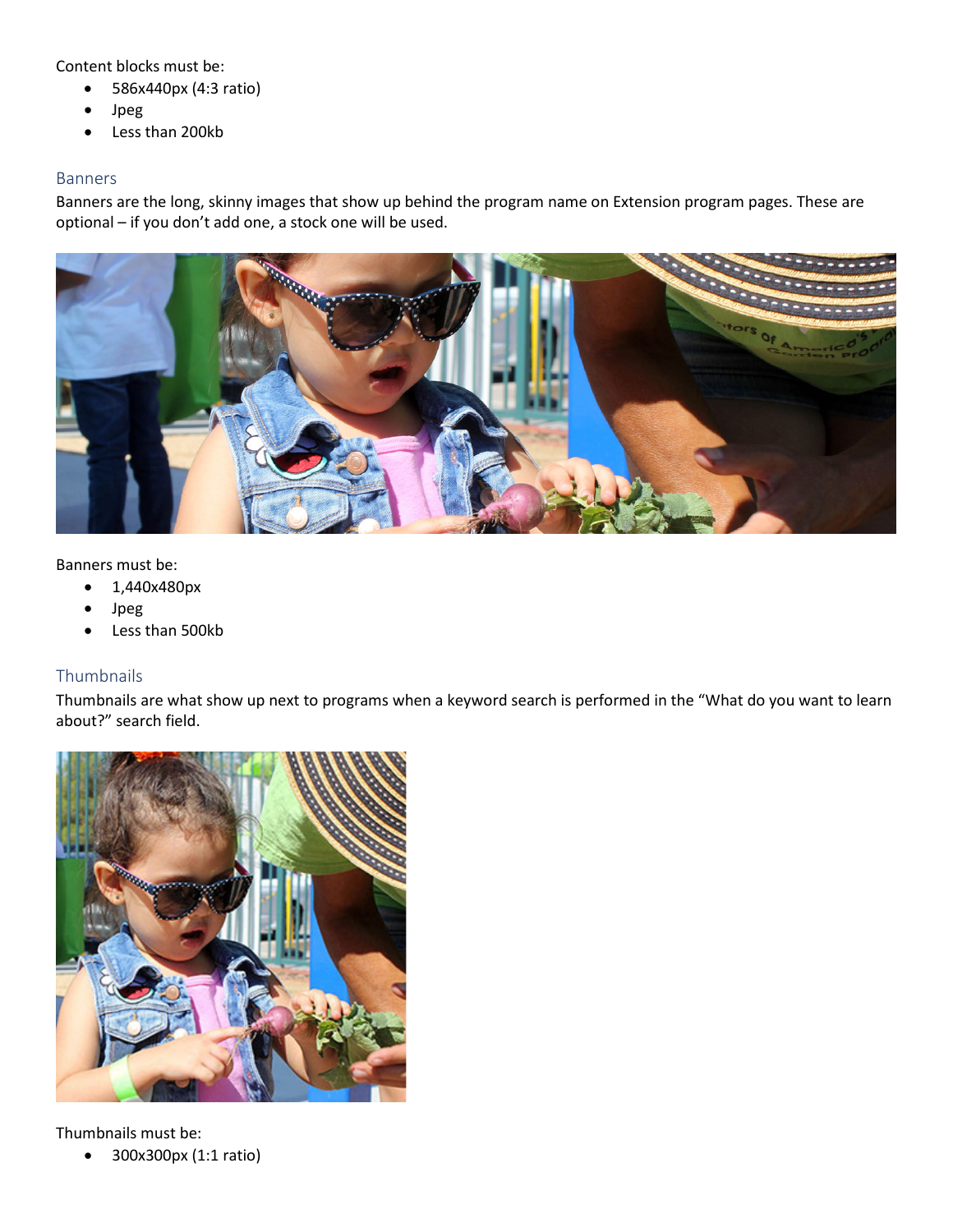Content blocks must be:

- 586x440px (4:3 ratio)
- Jpeg
- Less than 200kb

## Banners

Banners are the long, skinny images that show up behind the program name on Extension program pages. These are optional – if you don't add one, a stock one will be used.

Banners must be:

- 1,440x480px
- Jpeg
- Less than 500kb

## Thumbnails

Thumbnails are what show up next to programs when a keyword search is performed in the "What do you want to learn about?" search field.

Thumbnails must be:

- 300x300px (1:1 ratio)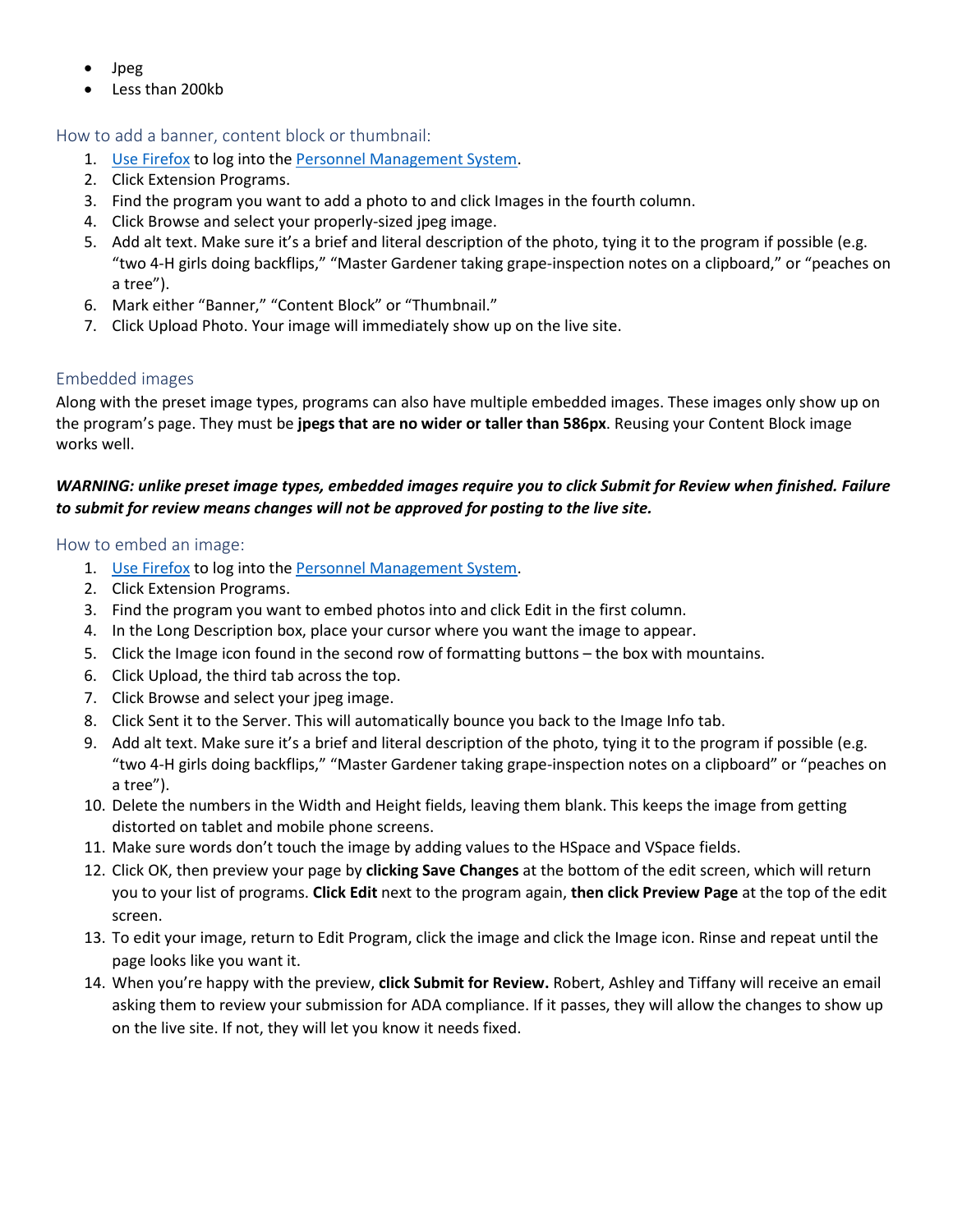- Jpeg
- Less than 200kb

### How to add a banner, content block or thumbnail:

1. Use Firefox to log into the Personnel Management System.
2. Click Extension Programs.
3. Find the program you want to add a photo to and click Images in the fourth column.
4. Click Browse and select your properly-sized jpeg image.
5. Add alt text. Make sure it's a brief and literal description of the photo, tying it to the program if possible (e.g. "two 4-H girls doing backflips," "Master Gardener taking grape-inspection notes on a clipboard," or "peaches on a tree").
6. Mark either "Banner," "Content Block" or "Thumbnail."
7. Click Upload Photo. Your image will immediately show up on the live site.

### Embedded images

Along with the preset image types, programs can also have multiple embedded images. These images only show up on the program's page. They must be **jpegs that are no wider or taller than 586px**. Reusing your Content Block image works well.

***WARNING: unlike preset image types, embedded images require you to click Submit for Review when finished. Failure to submit for review means changes will not be approved for posting to the live site.***

### How to embed an image:

1. Use Firefox to log into the Personnel Management System.
2. Click Extension Programs.
3. Find the program you want to embed photos into and click Edit in the first column.
4. In the Long Description box, place your cursor where you want the image to appear.
5. Click the Image icon found in the second row of formatting buttons – the box with mountains.
6. Click Upload, the third tab across the top.
7. Click Browse and select your jpeg image.
8. Click Sent it to the Server. This will automatically bounce you back to the Image Info tab.
9. Add alt text. Make sure it's a brief and literal description of the photo, tying it to the program if possible (e.g. "two 4-H girls doing backflips," "Master Gardener taking grape-inspection notes on a clipboard" or "peaches on a tree").
10. Delete the numbers in the Width and Height fields, leaving them blank. This keeps the image from getting distorted on tablet and mobile phone screens.
11. Make sure words don't touch the image by adding values to the HSpace and VSpace fields.
12. Click OK, then preview your page by **clicking Save Changes** at the bottom of the edit screen, which will return you to your list of programs. **Click Edit** next to the program again, **then click Preview Page** at the top of the edit screen.
13. To edit your image, return to Edit Program, click the image and click the Image icon. Rinse and repeat until the page looks like you want it.
14. When you're happy with the preview, **click Submit for Review.** Robert, Ashley and Tiffany will receive an email asking them to review your submission for ADA compliance. If it passes, they will allow the changes to show up on the live site. If not, they will let you know it needs fixed.